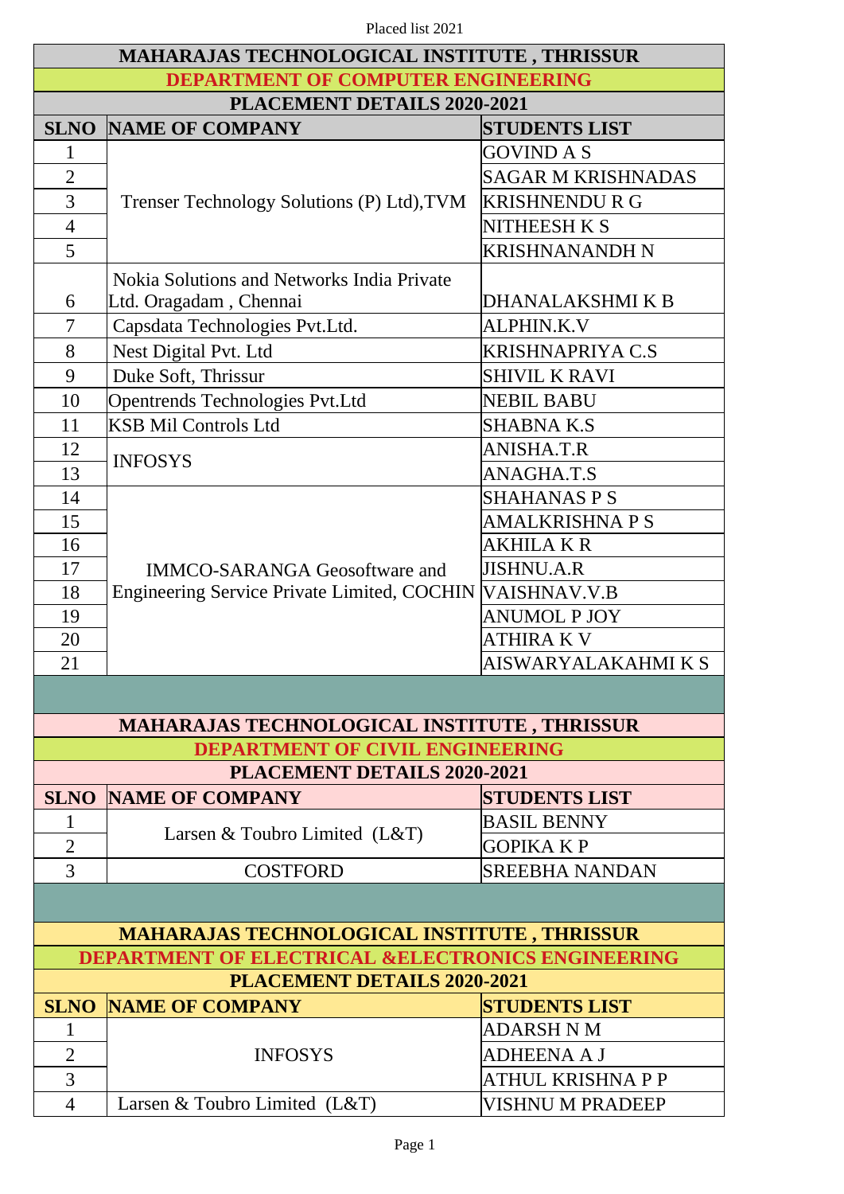Placed list 2021

## MAHARAJAS TECHNOLOGICAL INSTITUTE , THRISSUR

### DEPARTMENT OF COMPUTER ENGINEERING

### PLACEMENT DETAILS 2020-2021

| SLNO | NAME OF COMPANY | STUDENTS LIST |
|---|---|---|
| 1 | Trenser Technology Solutions (P) Ltd),TVM | GOVIND A S |
| 2 | | SAGAR M KRISHNADAS |
| 3 | | KRISHNENDU R G |
| 4 | | NITHEESH K S |
| 5 | | KRISHNANANDH N |
| 6 | Nokia Solutions and Networks India Private Ltd. Oragadam , Chennai | DHANALAKSHMI K B |
| 7 | Capsdata Technologies Pvt.Ltd. | ALPHIN.K.V |
| 8 | Nest Digital Pvt. Ltd | KRISHNAPRIYA C.S |
| 9 | Duke Soft, Thrissur | SHIVIL K RAVI |
| 10 | Opentrends Technologies Pvt.Ltd | NEBIL BABU |
| 11 | KSB Mil Controls Ltd | SHABNA K.S |
| 12 | INFOSYS | ANISHA.T.R |
| 13 | | ANAGHA.T.S |
| 14 | IMMCO-SARANGA Geosoftware and Engineering Service Private Limited, COCHIN | SHAHANAS P S |
| 15 | | AMALKRISHNA P S |
| 16 | | AKHILA K R |
| 17 | | JISHNU.A.R |
| 18 | | VAISHNAV.V.B |
| 19 | | ANUMOL P JOY |
| 20 | | ATHIRA K V |
| 21 | | AISWARYALAKAHMI K S |

## MAHARAJAS TECHNOLOGICAL INSTITUTE , THRISSUR

### DEPARTMENT OF CIVIL ENGINEERING

### PLACEMENT DETAILS 2020-2021

| SLNO | NAME OF COMPANY | STUDENTS LIST |
|---|---|---|
| 1 | Larsen & Toubro Limited (L&T) | BASIL BENNY |
| 2 | | GOPIKA K P |
| 3 | COSTFORD | SREEBHA NANDAN |

## MAHARAJAS TECHNOLOGICAL INSTITUTE , THRISSUR

### DEPARTMENT OF ELECTRICAL &ELECTRONICS ENGINEERING

### PLACEMENT DETAILS 2020-2021

| SLNO | NAME OF COMPANY | STUDENTS LIST |
|---|---|---|
| 1 | INFOSYS | ADARSH N M |
| 2 | | ADHEENA A J |
| 3 | | ATHUL KRISHNA P P |
| 4 | Larsen & Toubro Limited (L&T) | VISHNU M PRADEEP |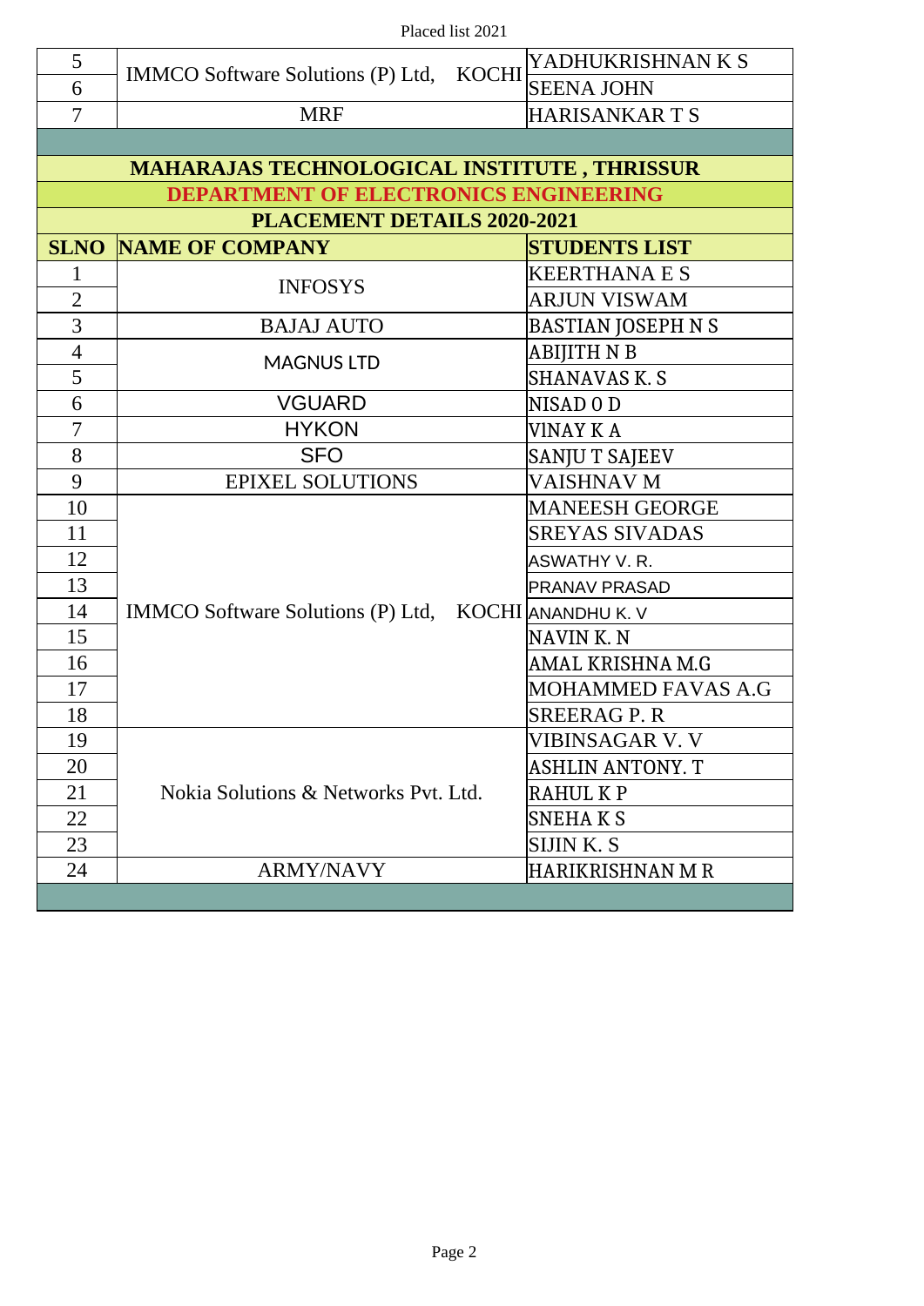| 5 | IMMCO Software Solutions (P) Ltd, KOCHI | YADHUKRISHNAN K S |
|---|---|---|
| 6 | | SEENA JOHN |
| 7 | MRF | HARISANKAR T S |

**MAHARAJAS TECHNOLOGICAL INSTITUTE , THRISSUR**

**DEPARTMENT OF ELECTRONICS ENGINEERING**

**PLACEMENT DETAILS 2020-2021**

| SLNO | NAME OF COMPANY | STUDENTS LIST |
|---|---|---|
| 1 | INFOSYS | KEERTHANA E S |
| 2 | | ARJUN VISWAM |
| 3 | BAJAJ AUTO | BASTIAN JOSEPH N S |
| 4 | MAGNUS LTD | ABIJITH N B |
| 5 | | SHANAVAS K. S |
| 6 | VGUARD | NISAD 0 D |
| 7 | HYKON | VINAY K A |
| 8 | SFO | SANJU T SAJEEV |
| 9 | EPIXEL SOLUTIONS | VAISHNAV M |
| 10 | IMMCO Software Solutions (P) Ltd, KOCHI | MANEESH GEORGE |
| 11 | | SREYAS SIVADAS |
| 12 | | ASWATHY V. R. |
| 13 | | PRANAV PRASAD |
| 14 | | ANANDHU K. V |
| 15 | | NAVIN K. N |
| 16 | | AMAL KRISHNA M.G |
| 17 | | MOHAMMED FAVAS A.G |
| 18 | | SREERAG P. R |
| 19 | Nokia Solutions & Networks Pvt. Ltd. | VIBINSAGAR V. V |
| 20 | | ASHLIN ANTONY. T |
| 21 | | RAHUL K P |
| 22 | | SNEHA K S |
| 23 | | SIJIN K. S |
| 24 | ARMY/NAVY | HARIKRISHNAN M R |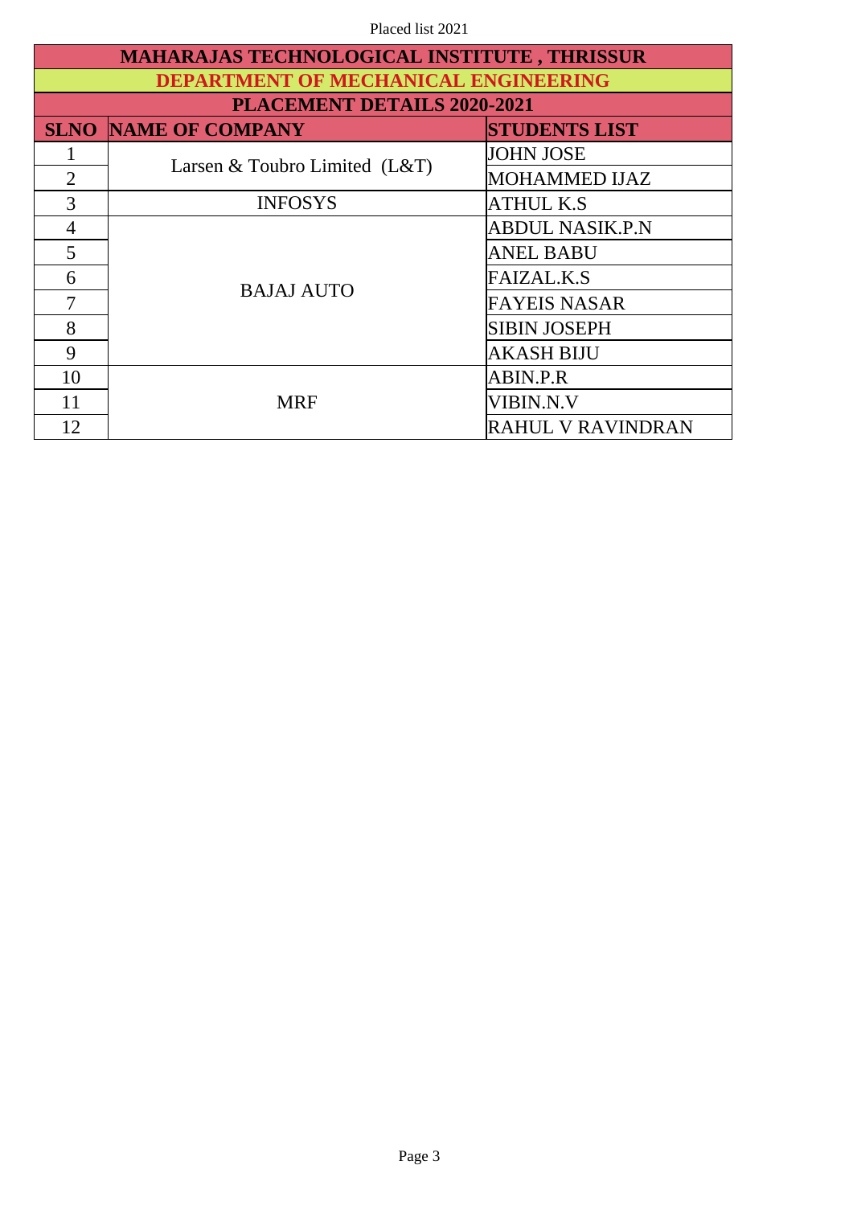| MAHARAJAS TECHNOLOGICAL INSTITUTE , THRISSUR | | |
|---|---|---|
| DEPARTMENT OF MECHANICAL ENGINEERING | | |
| PLACEMENT DETAILS 2020-2021 | | |
| **SLNO** | **NAME OF COMPANY** | **STUDENTS LIST** |
| 1 | Larsen & Toubro Limited (L&T) | JOHN JOSE |
| 2 | | MOHAMMED IJAZ |
| 3 | INFOSYS | ATHUL K.S |
| 4 | BAJAJ AUTO | ABDUL NASIK.P.N |
| 5 | | ANEL BABU |
| 6 | | FAIZAL.K.S |
| 7 | | FAYEIS NASAR |
| 8 | | SIBIN JOSEPH |
| 9 | | AKASH BIJU |
| 10 | MRF | ABIN.P.R |
| 11 | | VIBIN.N.V |
| 12 | | RAHUL V RAVINDRAN |